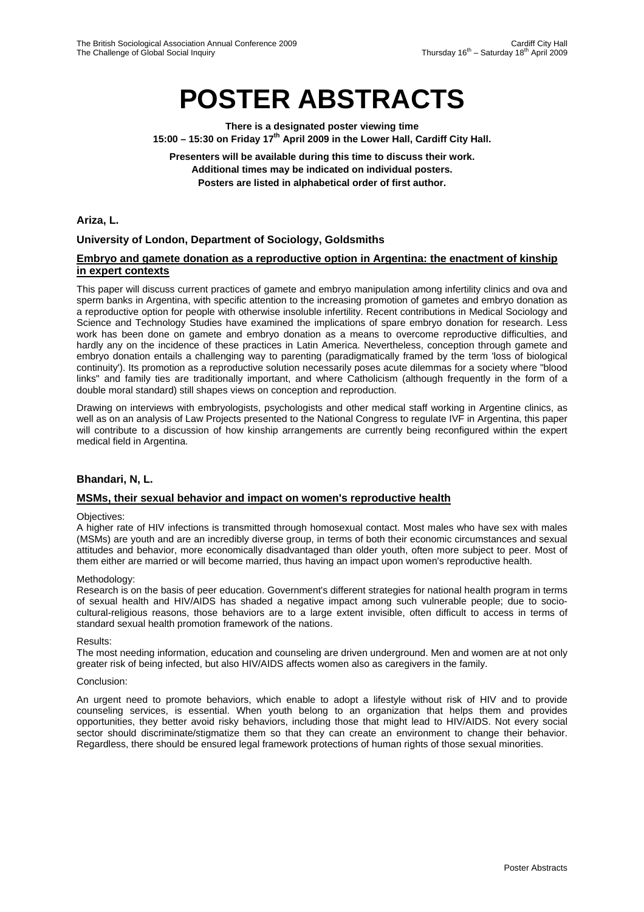# POSTER ABSTRACTS

**There is a designated poster viewing time**
**15:00 – 15:30 on Friday 17th April 2009 in the Lower Hall, Cardiff City Hall.**

**Presenters will be available during this time to discuss their work.**
**Additional times may be indicated on individual posters.**
**Posters are listed in alphabetical order of first author.**

**Ariza, L.**

**University of London, Department of Sociology, Goldsmiths**

**Embryo and gamete donation as a reproductive option in Argentina: the enactment of kinship in expert contexts**

This paper will discuss current practices of gamete and embryo manipulation among infertility clinics and ova and sperm banks in Argentina, with specific attention to the increasing promotion of gametes and embryo donation as a reproductive option for people with otherwise insoluble infertility. Recent contributions in Medical Sociology and Science and Technology Studies have examined the implications of spare embryo donation for research. Less work has been done on gamete and embryo donation as a means to overcome reproductive difficulties, and hardly any on the incidence of these practices in Latin America. Nevertheless, conception through gamete and embryo donation entails a challenging way to parenting (paradigmatically framed by the term 'loss of biological continuity'). Its promotion as a reproductive solution necessarily poses acute dilemmas for a society where "blood links" and family ties are traditionally important, and where Catholicism (although frequently in the form of a double moral standard) still shapes views on conception and reproduction.

Drawing on interviews with embryologists, psychologists and other medical staff working in Argentine clinics, as well as on an analysis of Law Projects presented to the National Congress to regulate IVF in Argentina, this paper will contribute to a discussion of how kinship arrangements are currently being reconfigured within the expert medical field in Argentina.

**Bhandari, N, L.**

**MSMs, their sexual behavior and impact on women's reproductive health**

Objectives:
A higher rate of HIV infections is transmitted through homosexual contact. Most males who have sex with males (MSMs) are youth and are an incredibly diverse group, in terms of both their economic circumstances and sexual attitudes and behavior, more economically disadvantaged than older youth, often more subject to peer. Most of them either are married or will become married, thus having an impact upon women's reproductive health.

Methodology:
Research is on the basis of peer education. Government's different strategies for national health program in terms of sexual health and HIV/AIDS has shaded a negative impact among such vulnerable people; due to socio-cultural-religious reasons, those behaviors are to a large extent invisible, often difficult to access in terms of standard sexual health promotion framework of the nations.

Results:
The most needing information, education and counseling are driven underground. Men and women are at not only greater risk of being infected, but also HIV/AIDS affects women also as caregivers in the family.

Conclusion:

An urgent need to promote behaviors, which enable to adopt a lifestyle without risk of HIV and to provide counseling services, is essential. When youth belong to an organization that helps them and provides opportunities, they better avoid risky behaviors, including those that might lead to HIV/AIDS. Not every social sector should discriminate/stigmatize them so that they can create an environment to change their behavior. Regardless, there should be ensured legal framework protections of human rights of those sexual minorities.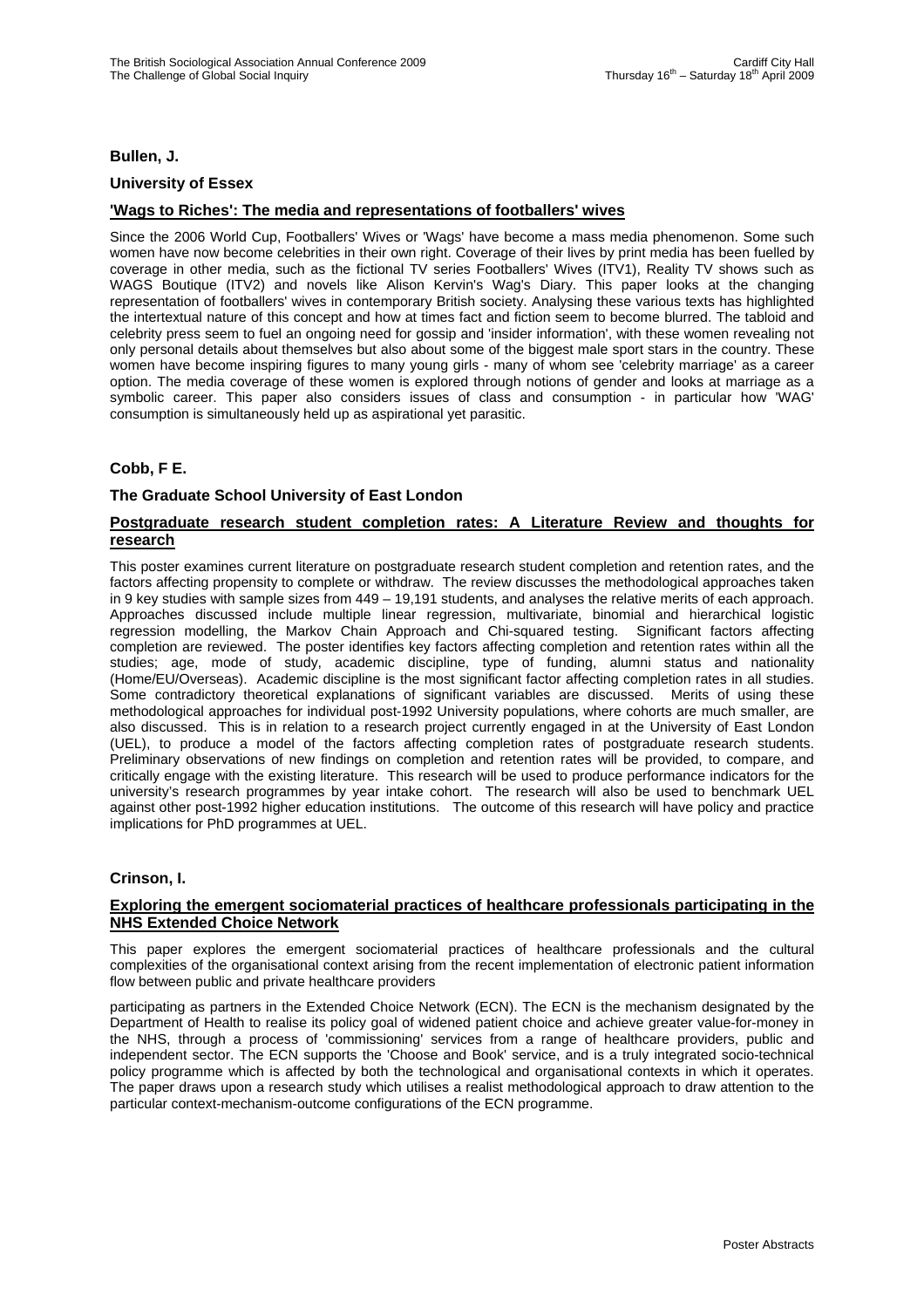**Bullen, J.**

**University of Essex**

**'Wags to Riches': The media and representations of footballers' wives**

Since the 2006 World Cup, Footballers' Wives or 'Wags' have become a mass media phenomenon. Some such women have now become celebrities in their own right. Coverage of their lives by print media has been fuelled by coverage in other media, such as the fictional TV series Footballers' Wives (ITV1), Reality TV shows such as WAGS Boutique (ITV2) and novels like Alison Kervin's Wag's Diary. This paper looks at the changing representation of footballers' wives in contemporary British society. Analysing these various texts has highlighted the intertextual nature of this concept and how at times fact and fiction seem to become blurred. The tabloid and celebrity press seem to fuel an ongoing need for gossip and 'insider information', with these women revealing not only personal details about themselves but also about some of the biggest male sport stars in the country. These women have become inspiring figures to many young girls - many of whom see 'celebrity marriage' as a career option. The media coverage of these women is explored through notions of gender and looks at marriage as a symbolic career. This paper also considers issues of class and consumption - in particular how 'WAG' consumption is simultaneously held up as aspirational yet parasitic.

**Cobb, F E.**

**The Graduate School University of East London**

**Postgraduate research student completion rates: A Literature Review and thoughts for research**

This poster examines current literature on postgraduate research student completion and retention rates, and the factors affecting propensity to complete or withdraw. The review discusses the methodological approaches taken in 9 key studies with sample sizes from 449 – 19,191 students, and analyses the relative merits of each approach. Approaches discussed include multiple linear regression, multivariate, binomial and hierarchical logistic regression modelling, the Markov Chain Approach and Chi-squared testing. Significant factors affecting completion are reviewed. The poster identifies key factors affecting completion and retention rates within all the studies; age, mode of study, academic discipline, type of funding, alumni status and nationality (Home/EU/Overseas). Academic discipline is the most significant factor affecting completion rates in all studies. Some contradictory theoretical explanations of significant variables are discussed. Merits of using these methodological approaches for individual post-1992 University populations, where cohorts are much smaller, are also discussed. This is in relation to a research project currently engaged in at the University of East London (UEL), to produce a model of the factors affecting completion rates of postgraduate research students. Preliminary observations of new findings on completion and retention rates will be provided, to compare, and critically engage with the existing literature. This research will be used to produce performance indicators for the university's research programmes by year intake cohort. The research will also be used to benchmark UEL against other post-1992 higher education institutions. The outcome of this research will have policy and practice implications for PhD programmes at UEL.

**Crinson, I.**

**Exploring the emergent sociomaterial practices of healthcare professionals participating in the NHS Extended Choice Network**

This paper explores the emergent sociomaterial practices of healthcare professionals and the cultural complexities of the organisational context arising from the recent implementation of electronic patient information flow between public and private healthcare providers

participating as partners in the Extended Choice Network (ECN). The ECN is the mechanism designated by the Department of Health to realise its policy goal of widened patient choice and achieve greater value-for-money in the NHS, through a process of 'commissioning' services from a range of healthcare providers, public and independent sector. The ECN supports the 'Choose and Book' service, and is a truly integrated socio-technical policy programme which is affected by both the technological and organisational contexts in which it operates. The paper draws upon a research study which utilises a realist methodological approach to draw attention to the particular context-mechanism-outcome configurations of the ECN programme.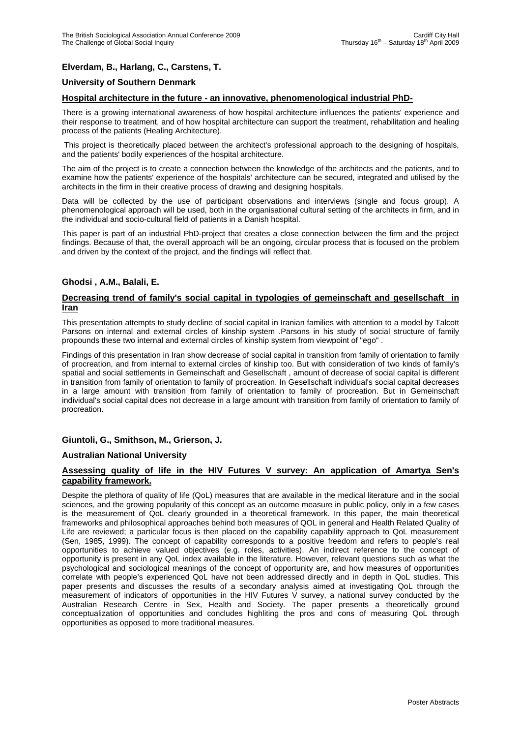**Elverdam, B., Harlang, C., Carstens, T.**

**University of Southern Denmark**

**Hospital architecture in the future - an innovative, phenomenological industrial PhD-**

There is a growing international awareness of how hospital architecture influences the patients' experience and their response to treatment, and of how hospital architecture can support the treatment, rehabilitation and healing process of the patients (Healing Architecture).

This project is theoretically placed between the architect's professional approach to the designing of hospitals, and the patients' bodily experiences of the hospital architecture.

The aim of the project is to create a connection between the knowledge of the architects and the patients, and to examine how the patients' experience of the hospitals' architecture can be secured, integrated and utilised by the architects in the firm in their creative process of drawing and designing hospitals.

Data will be collected by the use of participant observations and interviews (single and focus group). A phenomenological approach will be used, both in the organisational cultural setting of the architects in firm, and in the individual and socio-cultural field of patients in a Danish hospital.

This paper is part of an industrial PhD-project that creates a close connection between the firm and the project findings. Because of that, the overall approach will be an ongoing, circular process that is focused on the problem and driven by the context of the project, and the findings will reflect that.

**Ghodsi , A.M., Balali, E.**

**Decreasing trend of family's social capital in typologies of gemeinschaft and gesellschaft in Iran**

This presentation attempts to study decline of social capital in Iranian families with attention to a model by Talcott Parsons on internal and external circles of kinship system .Parsons in his study of social structure of family propounds these two internal and external circles of kinship system from viewpoint of "ego" .

Findings of this presentation in Iran show decrease of social capital in transition from family of orientation to family of procreation, and from internal to external circles of kinship too. But with consideration of two kinds of family's spatial and social settlements in Gemeinschaft and Gesellschaft , amount of decrease of social capital is different in transition from family of orientation to family of procreation. In Gesellschaft individual's social capital decreases in a large amount with transition from family of orientation to family of procreation. But in Gemeinschaft individual's social capital does not decrease in a large amount with transition from family of orientation to family of procreation.

**Giuntoli, G., Smithson, M., Grierson, J.**

**Australian National University**

**Assessing quality of life in the HIV Futures V survey: An application of Amartya Sen's capability framework.**

Despite the plethora of quality of life (QoL) measures that are available in the medical literature and in the social sciences, and the growing popularity of this concept as an outcome measure in public policy, only in a few cases is the measurement of QoL clearly grounded in a theoretical framework. In this paper, the main theoretical frameworks and philosophical approaches behind both measures of QOL in general and Health Related Quality of Life are reviewed; a particular focus is then placed on the capability capability approach to QoL measurement (Sen, 1985, 1999). The concept of capability corresponds to a positive freedom and refers to people's real opportunities to achieve valued objectives (e.g. roles, activities). An indirect reference to the concept of opportunity is present in any QoL index available in the literature. However, relevant questions such as what the psychological and sociological meanings of the concept of opportunity are, and how measures of opportunities correlate with people's experienced QoL have not been addressed directly and in depth in QoL studies. This paper presents and discusses the results of a secondary analysis aimed at investigating QoL through the measurement of indicators of opportunities in the HIV Futures V survey, a national survey conducted by the Australian Research Centre in Sex, Health and Society. The paper presents a theoretically ground conceptualization of opportunities and concludes highliting the pros and cons of measuring QoL through opportunities as opposed to more traditional measures.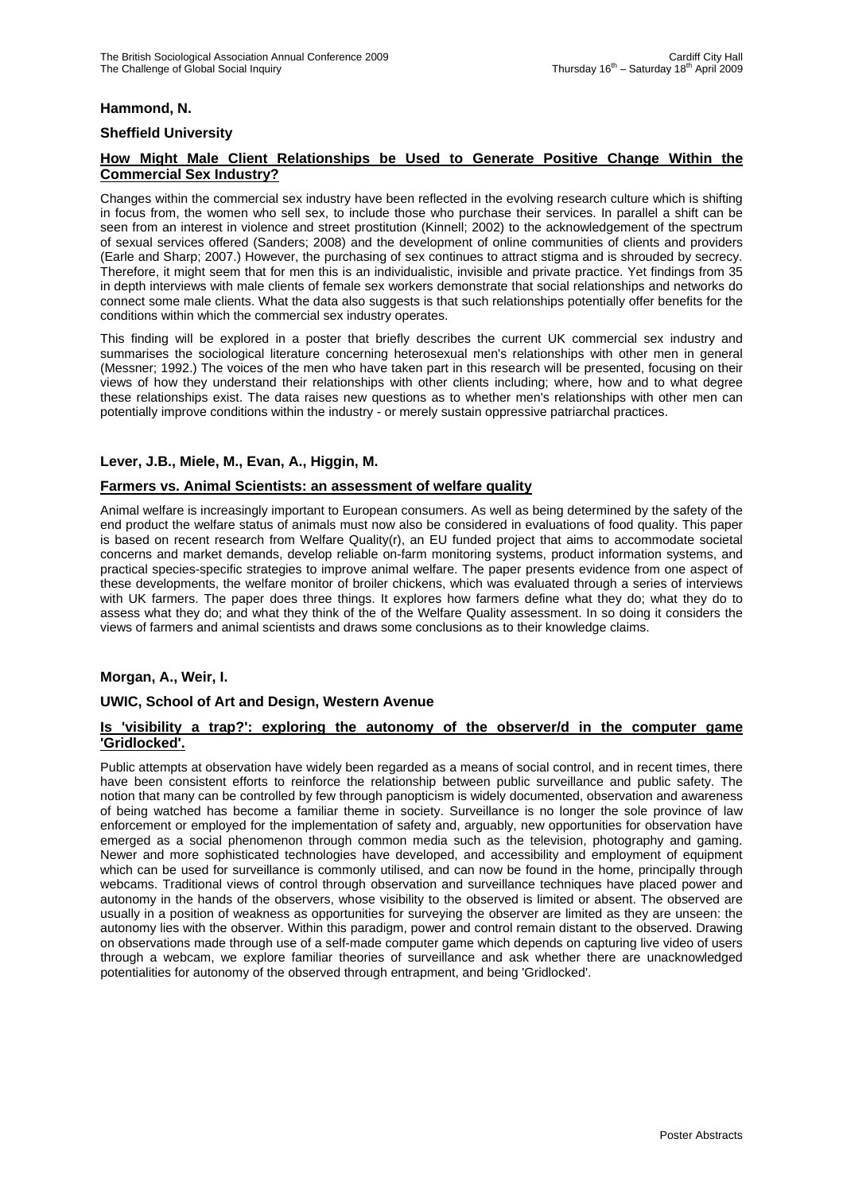**Hammond, N.**

**Sheffield University**

**How Might Male Client Relationships be Used to Generate Positive Change Within the Commercial Sex Industry?**

Changes within the commercial sex industry have been reflected in the evolving research culture which is shifting in focus from, the women who sell sex, to include those who purchase their services. In parallel a shift can be seen from an interest in violence and street prostitution (Kinnell; 2002) to the acknowledgement of the spectrum of sexual services offered (Sanders; 2008) and the development of online communities of clients and providers (Earle and Sharp; 2007.) However, the purchasing of sex continues to attract stigma and is shrouded by secrecy. Therefore, it might seem that for men this is an individualistic, invisible and private practice. Yet findings from 35 in depth interviews with male clients of female sex workers demonstrate that social relationships and networks do connect some male clients. What the data also suggests is that such relationships potentially offer benefits for the conditions within which the commercial sex industry operates.

This finding will be explored in a poster that briefly describes the current UK commercial sex industry and summarises the sociological literature concerning heterosexual men's relationships with other men in general (Messner; 1992.) The voices of the men who have taken part in this research will be presented, focusing on their views of how they understand their relationships with other clients including; where, how and to what degree these relationships exist. The data raises new questions as to whether men's relationships with other men can potentially improve conditions within the industry - or merely sustain oppressive patriarchal practices.

**Lever, J.B., Miele, M., Evan, A., Higgin, M.**

**Farmers vs. Animal Scientists: an assessment of welfare quality**

Animal welfare is increasingly important to European consumers. As well as being determined by the safety of the end product the welfare status of animals must now also be considered in evaluations of food quality. This paper is based on recent research from Welfare Quality(r), an EU funded project that aims to accommodate societal concerns and market demands, develop reliable on-farm monitoring systems, product information systems, and practical species-specific strategies to improve animal welfare. The paper presents evidence from one aspect of these developments, the welfare monitor of broiler chickens, which was evaluated through a series of interviews with UK farmers. The paper does three things. It explores how farmers define what they do; what they do to assess what they do; and what they think of the of the Welfare Quality assessment. In so doing it considers the views of farmers and animal scientists and draws some conclusions as to their knowledge claims.

**Morgan, A., Weir, I.**

**UWIC, School of Art and Design, Western Avenue**

**Is 'visibility a trap?': exploring the autonomy of the observer/d in the computer game 'Gridlocked'.**

Public attempts at observation have widely been regarded as a means of social control, and in recent times, there have been consistent efforts to reinforce the relationship between public surveillance and public safety. The notion that many can be controlled by few through panopticism is widely documented, observation and awareness of being watched has become a familiar theme in society. Surveillance is no longer the sole province of law enforcement or employed for the implementation of safety and, arguably, new opportunities for observation have emerged as a social phenomenon through common media such as the television, photography and gaming. Newer and more sophisticated technologies have developed, and accessibility and employment of equipment which can be used for surveillance is commonly utilised, and can now be found in the home, principally through webcams. Traditional views of control through observation and surveillance techniques have placed power and autonomy in the hands of the observers, whose visibility to the observed is limited or absent. The observed are usually in a position of weakness as opportunities for surveying the observer are limited as they are unseen: the autonomy lies with the observer. Within this paradigm, power and control remain distant to the observed. Drawing on observations made through use of a self-made computer game which depends on capturing live video of users through a webcam, we explore familiar theories of surveillance and ask whether there are unacknowledged potentialities for autonomy of the observed through entrapment, and being 'Gridlocked'.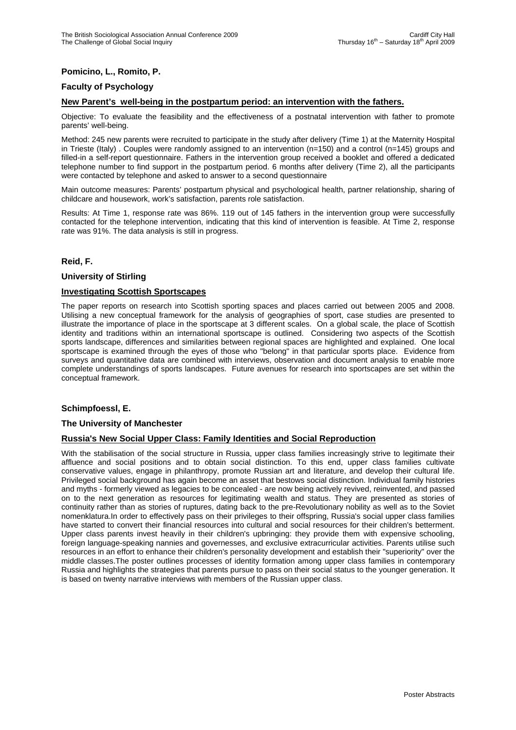**Pomicino, L., Romito, P.**

**Faculty of Psychology**

**New Parent's well-being in the postpartum period: an intervention with the fathers.**

Objective: To evaluate the feasibility and the effectiveness of a postnatal intervention with father to promote parents' well-being.

Method: 245 new parents were recruited to participate in the study after delivery (Time 1) at the Maternity Hospital in Trieste (Italy) . Couples were randomly assigned to an intervention (n=150) and a control (n=145) groups and filled-in a self-report questionnaire. Fathers in the intervention group received a booklet and offered a dedicated telephone number to find support in the postpartum period. 6 months after delivery (Time 2), all the participants were contacted by telephone and asked to answer to a second questionnaire

Main outcome measures: Parents' postpartum physical and psychological health, partner relationship, sharing of childcare and housework, work's satisfaction, parents role satisfaction.

Results: At Time 1, response rate was 86%. 119 out of 145 fathers in the intervention group were successfully contacted for the telephone intervention, indicating that this kind of intervention is feasible. At Time 2, response rate was 91%. The data analysis is still in progress.

**Reid, F.**

**University of Stirling**

**Investigating Scottish Sportscapes**

The paper reports on research into Scottish sporting spaces and places carried out between 2005 and 2008. Utilising a new conceptual framework for the analysis of geographies of sport, case studies are presented to illustrate the importance of place in the sportscape at 3 different scales. On a global scale, the place of Scottish identity and traditions within an international sportscape is outlined. Considering two aspects of the Scottish sports landscape, differences and similarities between regional spaces are highlighted and explained. One local sportscape is examined through the eyes of those who "belong" in that particular sports place. Evidence from surveys and quantitative data are combined with interviews, observation and document analysis to enable more complete understandings of sports landscapes. Future avenues for research into sportscapes are set within the conceptual framework.

**Schimpfoessl, E.**

**The University of Manchester**

**Russia's New Social Upper Class: Family Identities and Social Reproduction**

With the stabilisation of the social structure in Russia, upper class families increasingly strive to legitimate their affluence and social positions and to obtain social distinction. To this end, upper class families cultivate conservative values, engage in philanthropy, promote Russian art and literature, and develop their cultural life. Privileged social background has again become an asset that bestows social distinction. Individual family histories and myths - formerly viewed as legacies to be concealed - are now being actively revived, reinvented, and passed on to the next generation as resources for legitimating wealth and status. They are presented as stories of continuity rather than as stories of ruptures, dating back to the pre-Revolutionary nobility as well as to the Soviet nomenklatura.In order to effectively pass on their privileges to their offspring, Russia's social upper class families have started to convert their financial resources into cultural and social resources for their children's betterment. Upper class parents invest heavily in their children's upbringing: they provide them with expensive schooling, foreign language-speaking nannies and governesses, and exclusive extracurricular activities. Parents utilise such resources in an effort to enhance their children's personality development and establish their "superiority" over the middle classes.The poster outlines processes of identity formation among upper class families in contemporary Russia and highlights the strategies that parents pursue to pass on their social status to the younger generation. It is based on twenty narrative interviews with members of the Russian upper class.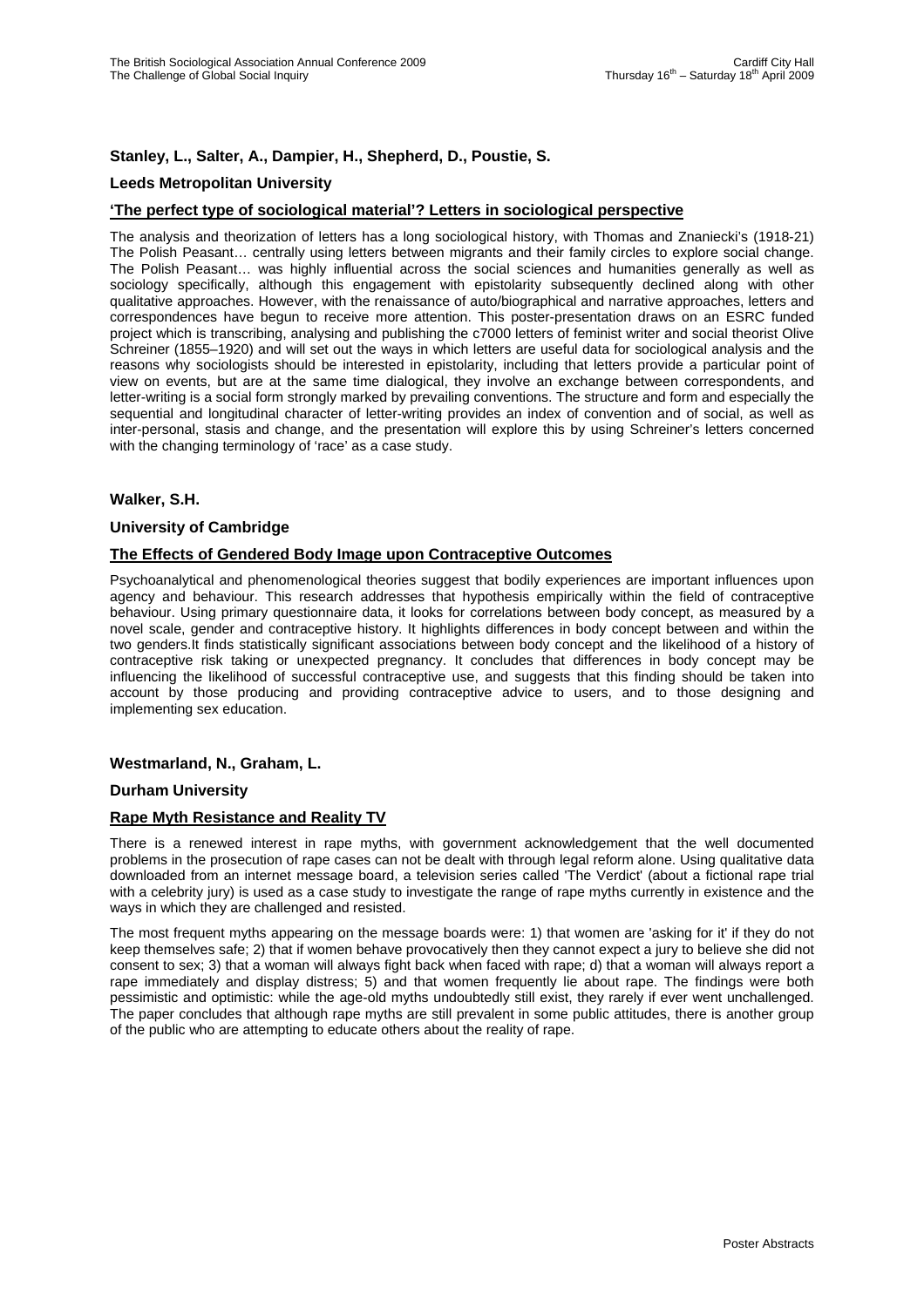**Stanley, L., Salter, A., Dampier, H., Shepherd, D., Poustie, S.**

**Leeds Metropolitan University**

**'The perfect type of sociological material'? Letters in sociological perspective**

The analysis and theorization of letters has a long sociological history, with Thomas and Znaniecki's (1918-21) The Polish Peasant… centrally using letters between migrants and their family circles to explore social change. The Polish Peasant… was highly influential across the social sciences and humanities generally as well as sociology specifically, although this engagement with epistolarity subsequently declined along with other qualitative approaches. However, with the renaissance of auto/biographical and narrative approaches, letters and correspondences have begun to receive more attention. This poster-presentation draws on an ESRC funded project which is transcribing, analysing and publishing the c7000 letters of feminist writer and social theorist Olive Schreiner (1855–1920) and will set out the ways in which letters are useful data for sociological analysis and the reasons why sociologists should be interested in epistolarity, including that letters provide a particular point of view on events, but are at the same time dialogical, they involve an exchange between correspondents, and letter-writing is a social form strongly marked by prevailing conventions. The structure and form and especially the sequential and longitudinal character of letter-writing provides an index of convention and of social, as well as inter-personal, stasis and change, and the presentation will explore this by using Schreiner's letters concerned with the changing terminology of 'race' as a case study.

**Walker, S.H.**

**University of Cambridge**

**The Effects of Gendered Body Image upon Contraceptive Outcomes**

Psychoanalytical and phenomenological theories suggest that bodily experiences are important influences upon agency and behaviour. This research addresses that hypothesis empirically within the field of contraceptive behaviour. Using primary questionnaire data, it looks for correlations between body concept, as measured by a novel scale, gender and contraceptive history. It highlights differences in body concept between and within the two genders.It finds statistically significant associations between body concept and the likelihood of a history of contraceptive risk taking or unexpected pregnancy. It concludes that differences in body concept may be influencing the likelihood of successful contraceptive use, and suggests that this finding should be taken into account by those producing and providing contraceptive advice to users, and to those designing and implementing sex education.

**Westmarland, N., Graham, L.**

**Durham University**

**Rape Myth Resistance and Reality TV**

There is a renewed interest in rape myths, with government acknowledgement that the well documented problems in the prosecution of rape cases can not be dealt with through legal reform alone. Using qualitative data downloaded from an internet message board, a television series called 'The Verdict' (about a fictional rape trial with a celebrity jury) is used as a case study to investigate the range of rape myths currently in existence and the ways in which they are challenged and resisted.

The most frequent myths appearing on the message boards were: 1) that women are 'asking for it' if they do not keep themselves safe; 2) that if women behave provocatively then they cannot expect a jury to believe she did not consent to sex; 3) that a woman will always fight back when faced with rape; d) that a woman will always report a rape immediately and display distress; 5) and that women frequently lie about rape. The findings were both pessimistic and optimistic: while the age-old myths undoubtedly still exist, they rarely if ever went unchallenged. The paper concludes that although rape myths are still prevalent in some public attitudes, there is another group of the public who are attempting to educate others about the reality of rape.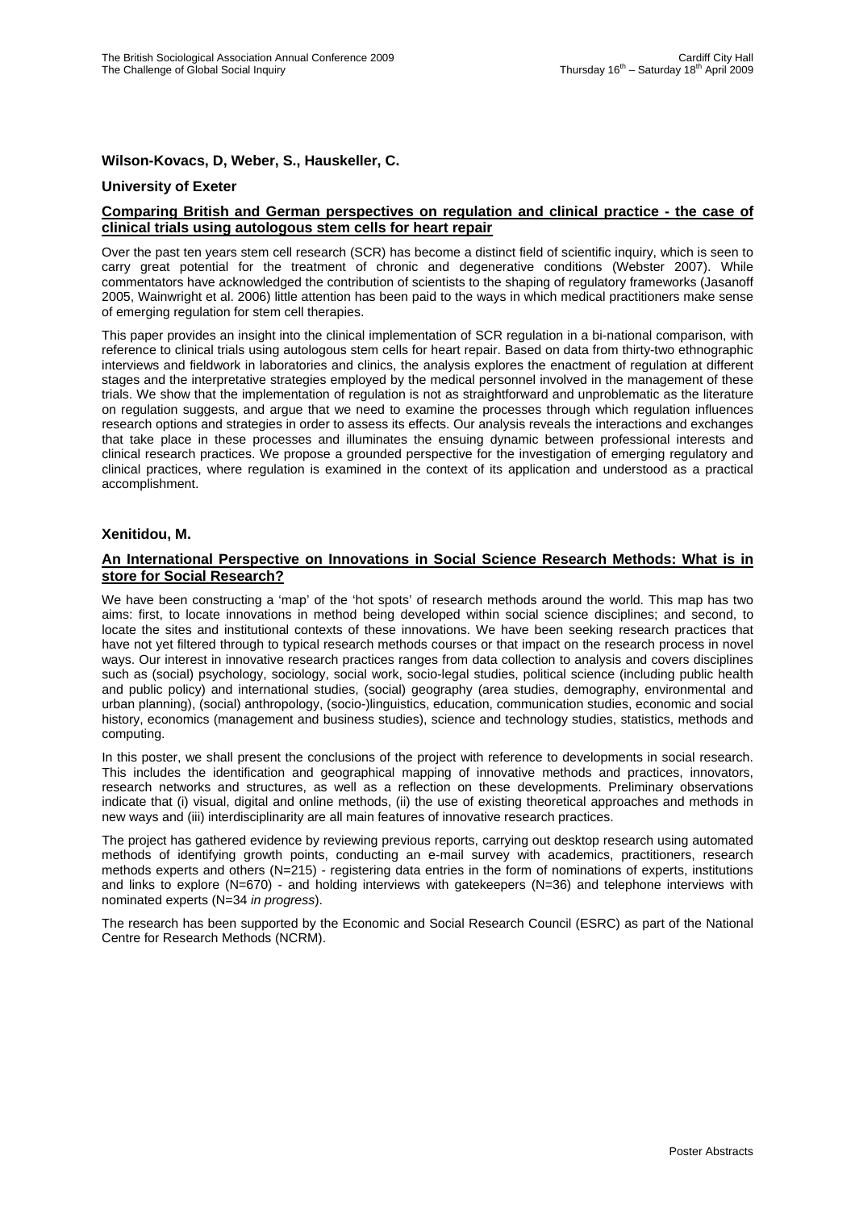**Wilson-Kovacs, D, Weber, S., Hauskeller, C.**

**University of Exeter**

**Comparing British and German perspectives on regulation and clinical practice - the case of clinical trials using autologous stem cells for heart repair**

Over the past ten years stem cell research (SCR) has become a distinct field of scientific inquiry, which is seen to carry great potential for the treatment of chronic and degenerative conditions (Webster 2007). While commentators have acknowledged the contribution of scientists to the shaping of regulatory frameworks (Jasanoff 2005, Wainwright et al. 2006) little attention has been paid to the ways in which medical practitioners make sense of emerging regulation for stem cell therapies.

This paper provides an insight into the clinical implementation of SCR regulation in a bi-national comparison, with reference to clinical trials using autologous stem cells for heart repair. Based on data from thirty-two ethnographic interviews and fieldwork in laboratories and clinics, the analysis explores the enactment of regulation at different stages and the interpretative strategies employed by the medical personnel involved in the management of these trials. We show that the implementation of regulation is not as straightforward and unproblematic as the literature on regulation suggests, and argue that we need to examine the processes through which regulation influences research options and strategies in order to assess its effects. Our analysis reveals the interactions and exchanges that take place in these processes and illuminates the ensuing dynamic between professional interests and clinical research practices. We propose a grounded perspective for the investigation of emerging regulatory and clinical practices, where regulation is examined in the context of its application and understood as a practical accomplishment.

**Xenitidou, M.**

**An International Perspective on Innovations in Social Science Research Methods: What is in store for Social Research?**

We have been constructing a 'map' of the 'hot spots' of research methods around the world. This map has two aims: first, to locate innovations in method being developed within social science disciplines; and second, to locate the sites and institutional contexts of these innovations. We have been seeking research practices that have not yet filtered through to typical research methods courses or that impact on the research process in novel ways. Our interest in innovative research practices ranges from data collection to analysis and covers disciplines such as (social) psychology, sociology, social work, socio-legal studies, political science (including public health and public policy) and international studies, (social) geography (area studies, demography, environmental and urban planning), (social) anthropology, (socio-)linguistics, education, communication studies, economic and social history, economics (management and business studies), science and technology studies, statistics, methods and computing.

In this poster, we shall present the conclusions of the project with reference to developments in social research. This includes the identification and geographical mapping of innovative methods and practices, innovators, research networks and structures, as well as a reflection on these developments. Preliminary observations indicate that (i) visual, digital and online methods, (ii) the use of existing theoretical approaches and methods in new ways and (iii) interdisciplinarity are all main features of innovative research practices.

The project has gathered evidence by reviewing previous reports, carrying out desktop research using automated methods of identifying growth points, conducting an e-mail survey with academics, practitioners, research methods experts and others (N=215) - registering data entries in the form of nominations of experts, institutions and links to explore (N=670) - and holding interviews with gatekeepers (N=36) and telephone interviews with nominated experts (N=34 *in progress*).

The research has been supported by the Economic and Social Research Council (ESRC) as part of the National Centre for Research Methods (NCRM).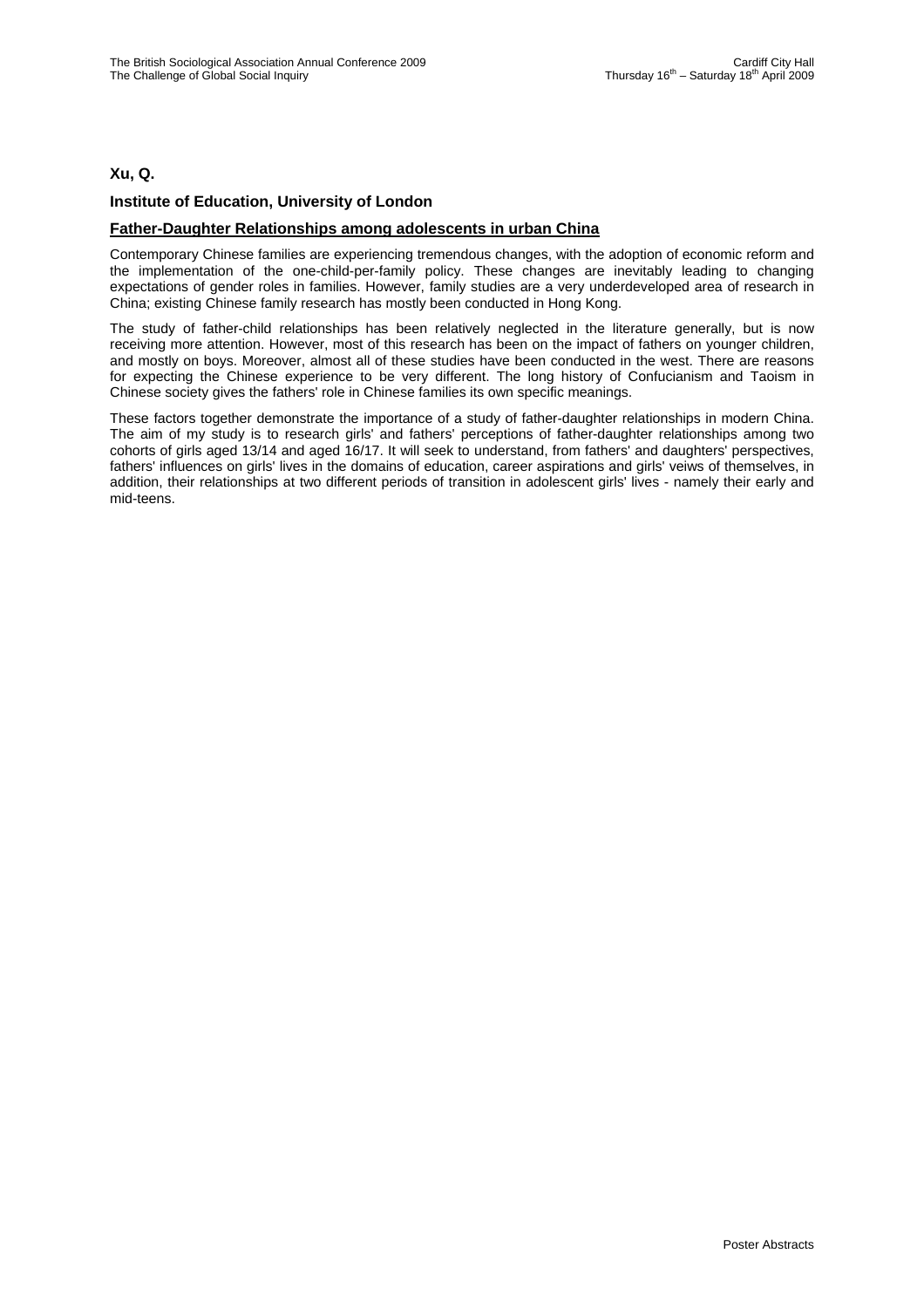**Xu, Q.**

**Institute of Education, University of London**

**Father-Daughter Relationships among adolescents in urban China**

Contemporary Chinese families are experiencing tremendous changes, with the adoption of economic reform and the implementation of the one-child-per-family policy. These changes are inevitably leading to changing expectations of gender roles in families. However, family studies are a very underdeveloped area of research in China; existing Chinese family research has mostly been conducted in Hong Kong.

The study of father-child relationships has been relatively neglected in the literature generally, but is now receiving more attention. However, most of this research has been on the impact of fathers on younger children, and mostly on boys. Moreover, almost all of these studies have been conducted in the west. There are reasons for expecting the Chinese experience to be very different. The long history of Confucianism and Taoism in Chinese society gives the fathers' role in Chinese families its own specific meanings.

These factors together demonstrate the importance of a study of father-daughter relationships in modern China. The aim of my study is to research girls' and fathers' perceptions of father-daughter relationships among two cohorts of girls aged 13/14 and aged 16/17. It will seek to understand, from fathers' and daughters' perspectives, fathers' influences on girls' lives in the domains of education, career aspirations and girls' veiws of themselves, in addition, their relationships at two different periods of transition in adolescent girls' lives - namely their early and mid-teens.